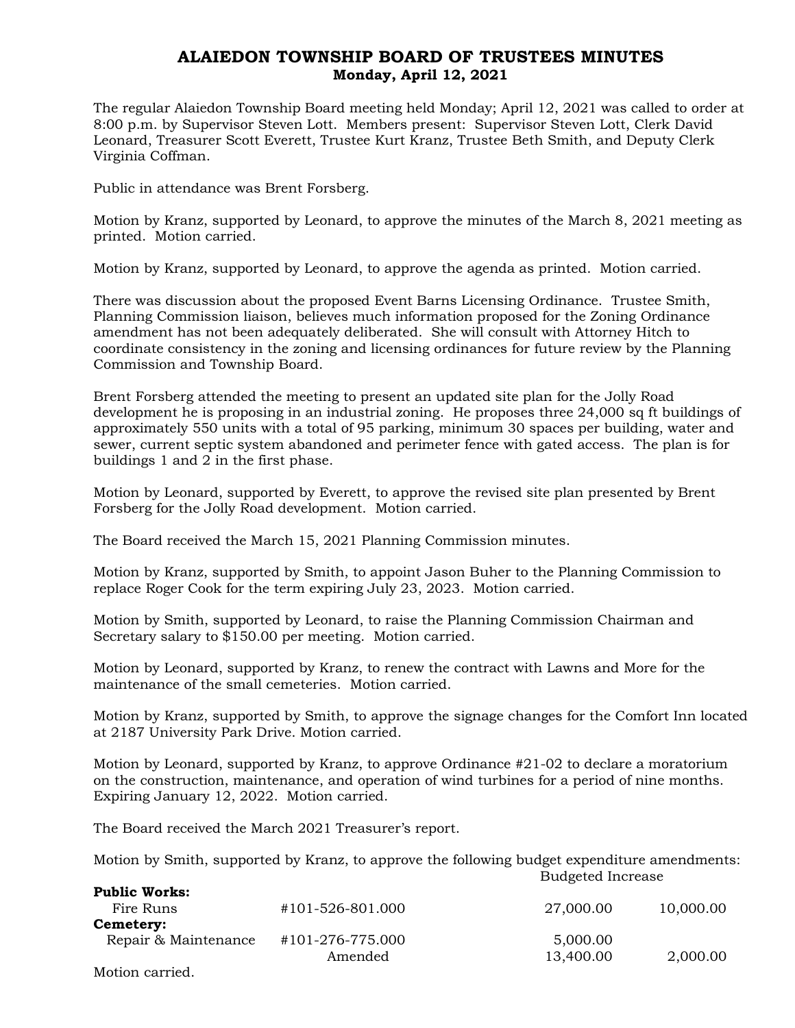# ALAIEDON TOWNSHIP BOARD OF TRUSTEES MINUTES
## Monday, April 12, 2021

The regular Alaiedon Township Board meeting held Monday; April 12, 2021 was called to order at 8:00 p.m. by Supervisor Steven Lott. Members present: Supervisor Steven Lott, Clerk David Leonard, Treasurer Scott Everett, Trustee Kurt Kranz, Trustee Beth Smith, and Deputy Clerk Virginia Coffman.

Public in attendance was Brent Forsberg.

Motion by Kranz, supported by Leonard, to approve the minutes of the March 8, 2021 meeting as printed. Motion carried.

Motion by Kranz, supported by Leonard, to approve the agenda as printed. Motion carried.

There was discussion about the proposed Event Barns Licensing Ordinance. Trustee Smith, Planning Commission liaison, believes much information proposed for the Zoning Ordinance amendment has not been adequately deliberated. She will consult with Attorney Hitch to coordinate consistency in the zoning and licensing ordinances for future review by the Planning Commission and Township Board.

Brent Forsberg attended the meeting to present an updated site plan for the Jolly Road development he is proposing in an industrial zoning. He proposes three 24,000 sq ft buildings of approximately 550 units with a total of 95 parking, minimum 30 spaces per building, water and sewer, current septic system abandoned and perimeter fence with gated access. The plan is for buildings 1 and 2 in the first phase.

Motion by Leonard, supported by Everett, to approve the revised site plan presented by Brent Forsberg for the Jolly Road development. Motion carried.

The Board received the March 15, 2021 Planning Commission minutes.

Motion by Kranz, supported by Smith, to appoint Jason Buher to the Planning Commission to replace Roger Cook for the term expiring July 23, 2023. Motion carried.

Motion by Smith, supported by Leonard, to raise the Planning Commission Chairman and Secretary salary to $150.00 per meeting. Motion carried.

Motion by Leonard, supported by Kranz, to renew the contract with Lawns and More for the maintenance of the small cemeteries. Motion carried.

Motion by Kranz, supported by Smith, to approve the signage changes for the Comfort Inn located at 2187 University Park Drive. Motion carried.

Motion by Leonard, supported by Kranz, to approve Ordinance #21-02 to declare a moratorium on the construction, maintenance, and operation of wind turbines for a period of nine months. Expiring January 12, 2022. Motion carried.

The Board received the March 2021 Treasurer's report.

Motion by Smith, supported by Kranz, to approve the following budget expenditure amendments:

| | | Budgeted | Increase |
|---|---|---|---|
| **Public Works:** | | | |
| Fire Runs | #101-526-801.000 | 27,000.00 | 10,000.00 |
| **Cemetery:** | | | |
| Repair & Maintenance | #101-276-775.000 | 5,000.00 | |
| | Amended | 13,400.00 | 2,000.00 |

Motion carried.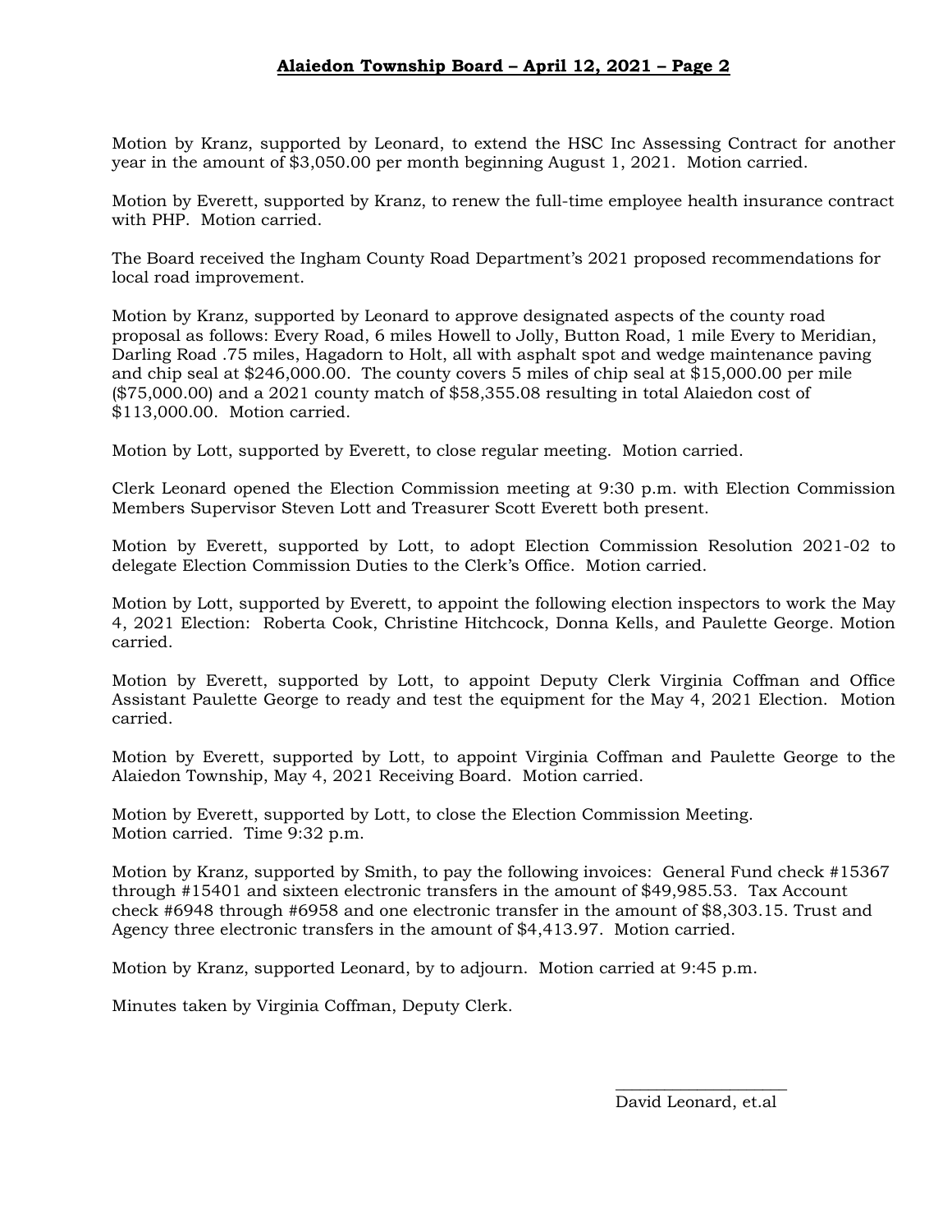Motion by Kranz, supported by Leonard, to extend the HSC Inc Assessing Contract for another year in the amount of $3,050.00 per month beginning August 1, 2021. Motion carried.

Motion by Everett, supported by Kranz, to renew the full-time employee health insurance contract with PHP. Motion carried.

The Board received the Ingham County Road Department's 2021 proposed recommendations for local road improvement.

Motion by Kranz, supported by Leonard to approve designated aspects of the county road proposal as follows: Every Road, 6 miles Howell to Jolly, Button Road, 1 mile Every to Meridian, Darling Road .75 miles, Hagadorn to Holt, all with asphalt spot and wedge maintenance paving and chip seal at $246,000.00. The county covers 5 miles of chip seal at $15,000.00 per mile ($75,000.00) and a 2021 county match of $58,355.08 resulting in total Alaiedon cost of $113,000.00. Motion carried.

Motion by Lott, supported by Everett, to close regular meeting. Motion carried.

Clerk Leonard opened the Election Commission meeting at 9:30 p.m. with Election Commission Members Supervisor Steven Lott and Treasurer Scott Everett both present.

Motion by Everett, supported by Lott, to adopt Election Commission Resolution 2021-02 to delegate Election Commission Duties to the Clerk's Office. Motion carried.

Motion by Lott, supported by Everett, to appoint the following election inspectors to work the May 4, 2021 Election: Roberta Cook, Christine Hitchcock, Donna Kells, and Paulette George. Motion carried.

Motion by Everett, supported by Lott, to appoint Deputy Clerk Virginia Coffman and Office Assistant Paulette George to ready and test the equipment for the May 4, 2021 Election. Motion carried.

Motion by Everett, supported by Lott, to appoint Virginia Coffman and Paulette George to the Alaiedon Township, May 4, 2021 Receiving Board. Motion carried.

Motion by Everett, supported by Lott, to close the Election Commission Meeting.
Motion carried. Time 9:32 p.m.

Motion by Kranz, supported by Smith, to pay the following invoices: General Fund check #15367 through #15401 and sixteen electronic transfers in the amount of $49,985.53. Tax Account check #6948 through #6958 and one electronic transfer in the amount of $8,303.15. Trust and Agency three electronic transfers in the amount of $4,413.97. Motion carried.

Motion by Kranz, supported Leonard, by to adjourn. Motion carried at 9:45 p.m.

Minutes taken by Virginia Coffman, Deputy Clerk.

\_\_\_\_\_\_\_\_\_\_\_\_\_\_\_\_\_\_\_\_

David Leonard, et.al